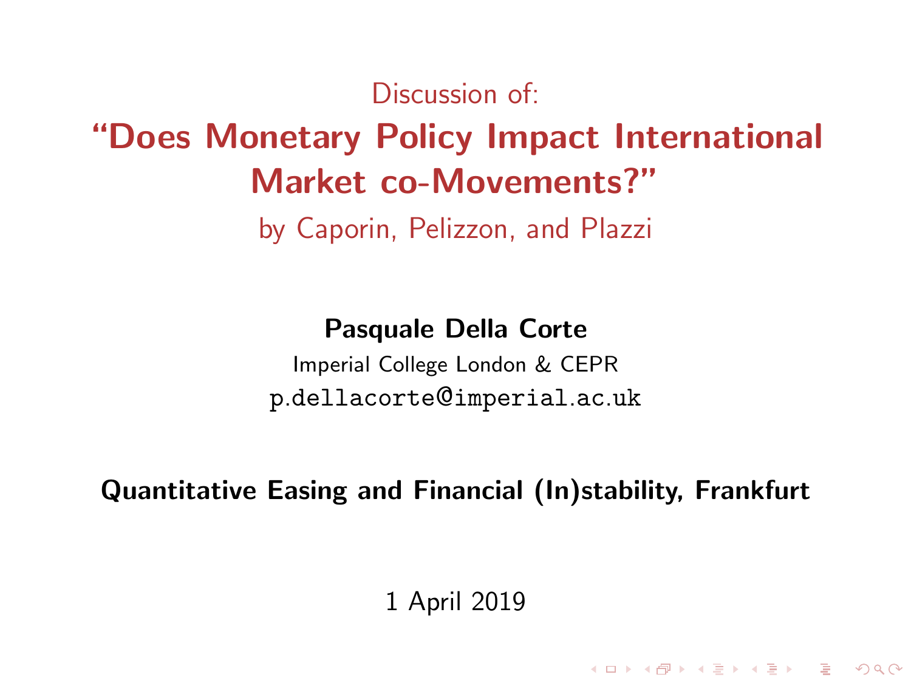Discussion of:

# “Does Monetary Policy Impact International Market co-Movements?”

by Caporin, Pelizzon, and Plazzi

**Pasquale Della Corte**

Imperial College London & CEPR

p.dellacorte@imperial.ac.uk

**Quantitative Easing and Financial (In)stability, Frankfurt**

1 April 2019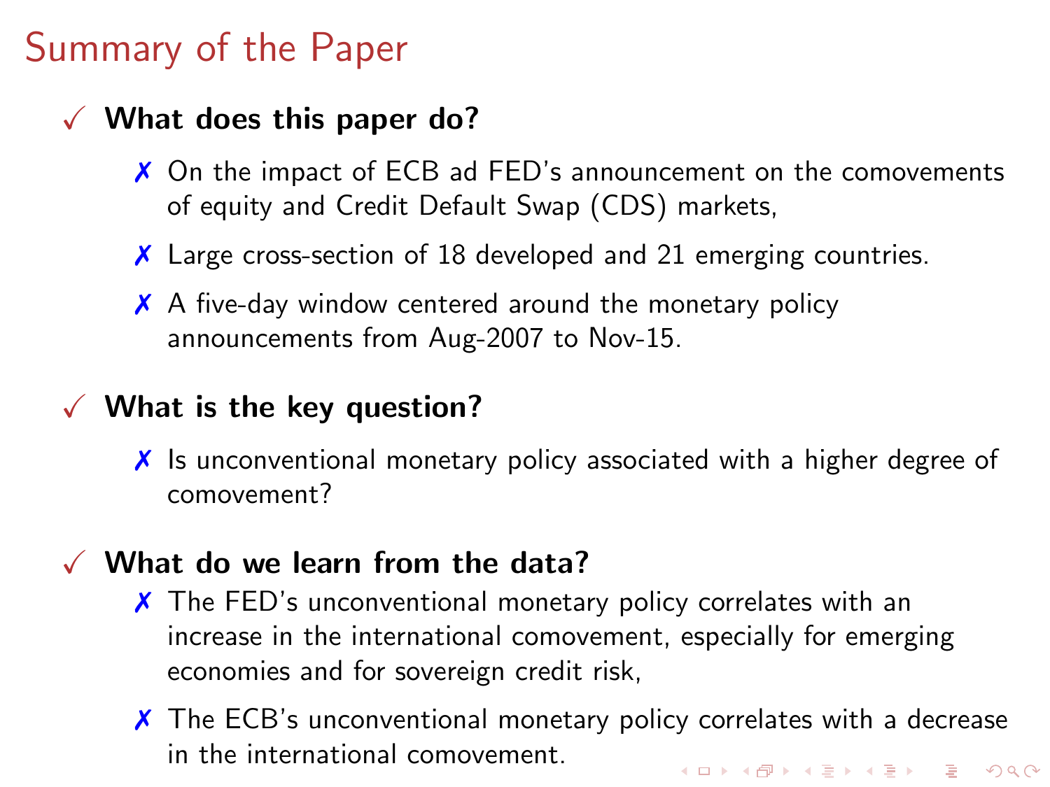# Summary of the Paper

- **What does this paper do?**
  - On the impact of ECB ad FED's announcement on the comovements of equity and Credit Default Swap (CDS) markets,
  - Large cross-section of 18 developed and 21 emerging countries.
  - A five-day window centered around the monetary policy announcements from Aug-2007 to Nov-15.
- **What is the key question?**
  - Is unconventional monetary policy associated with a higher degree of comovement?
- **What do we learn from the data?**
  - The FED's unconventional monetary policy correlates with an increase in the international comovement, especially for emerging economies and for sovereign credit risk,
  - The ECB's unconventional monetary policy correlates with a decrease in the international comovement.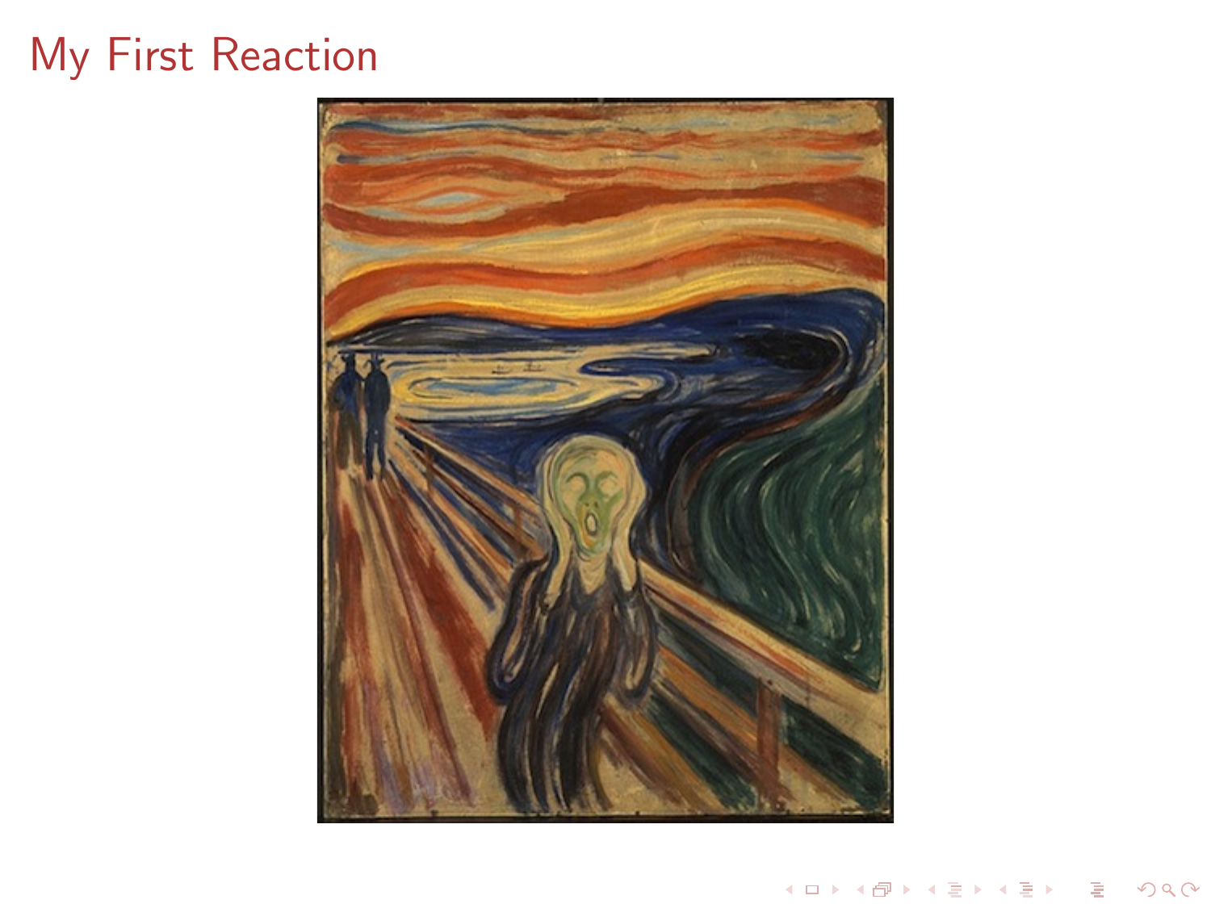# My First Reaction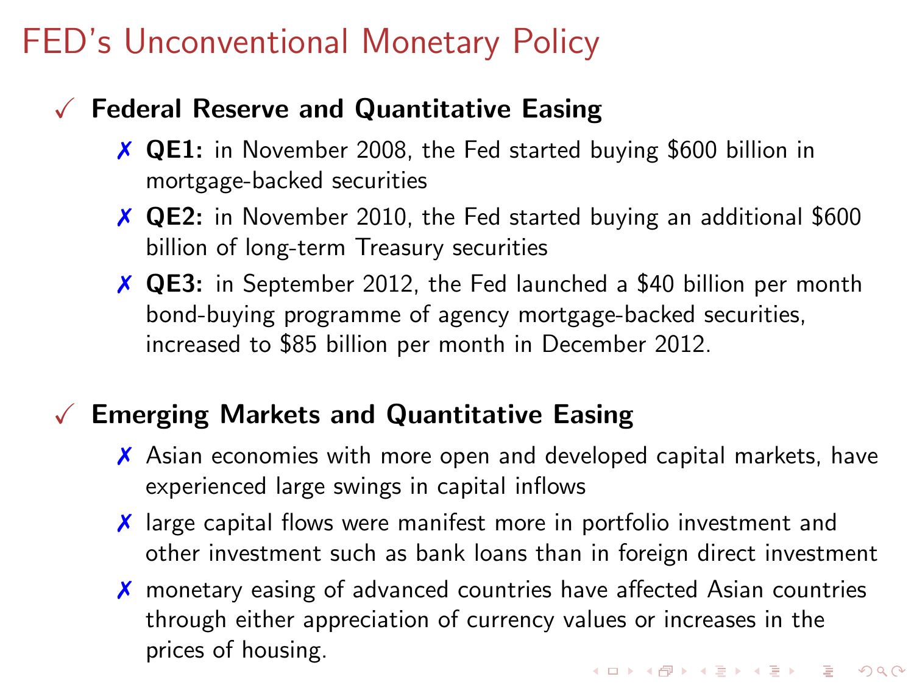# FED's Unconventional Monetary Policy

- **Federal Reserve and Quantitative Easing**
  - **QE1:** in November 2008, the Fed started buying $600 billion in mortgage-backed securities
  - **QE2:** in November 2010, the Fed started buying an additional $600 billion of long-term Treasury securities
  - **QE3:** in September 2012, the Fed launched a $40 billion per month bond-buying programme of agency mortgage-backed securities, increased to $85 billion per month in December 2012.

- **Emerging Markets and Quantitative Easing**
  - Asian economies with more open and developed capital markets, have experienced large swings in capital inflows
  - large capital flows were manifest more in portfolio investment and other investment such as bank loans than in foreign direct investment
  - monetary easing of advanced countries have affected Asian countries through either appreciation of currency values or increases in the prices of housing.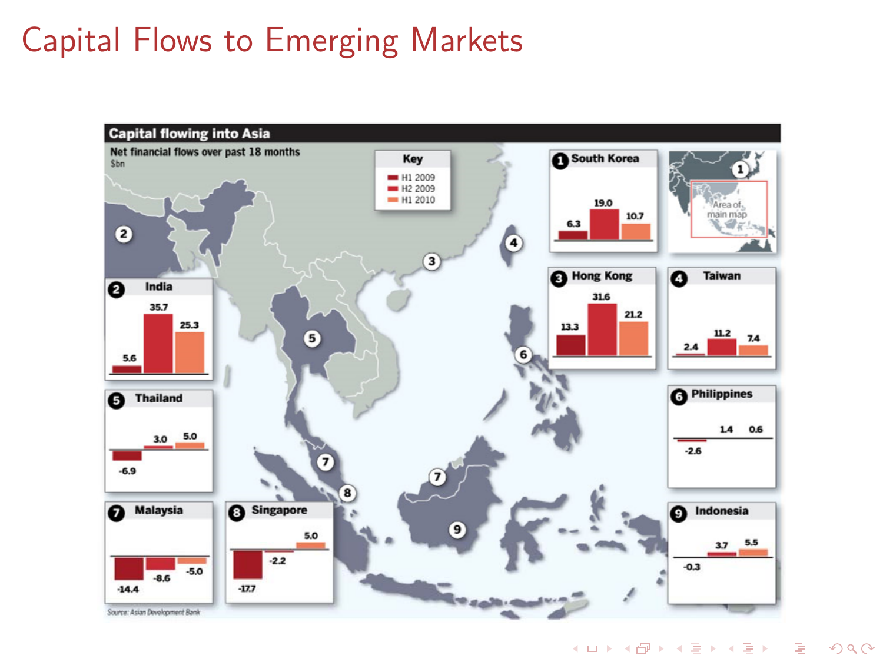# Capital Flows to Emerging Markets

**Capital flowing into Asia**

Net financial flows over past 18 months
$bn

| Country | H1 2009 | H2 2009 | H1 2010 |
|---|---|---|---|
| 1 South Korea | 6.3 | 19.0 | 10.7 |
| 2 India | 5.6 | 35.7 | 25.3 |
| 3 Hong Kong | 13.3 | 31.6 | 21.2 |
| 4 Taiwan | 2.4 | 11.2 | 7.4 |
| 5 Thailand | -6.9 | 3.0 | 5.0 |
| 6 Philippines | -2.6 | 1.4 | 0.6 |
| 7 Malaysia | -14.4 | -8.6 | -5.0 |
| 8 Singapore | -17.7 | -2.2 | 5.0 |
| 9 Indonesia | -0.3 | 3.7 | 5.5 |

Source: Asian Development Bank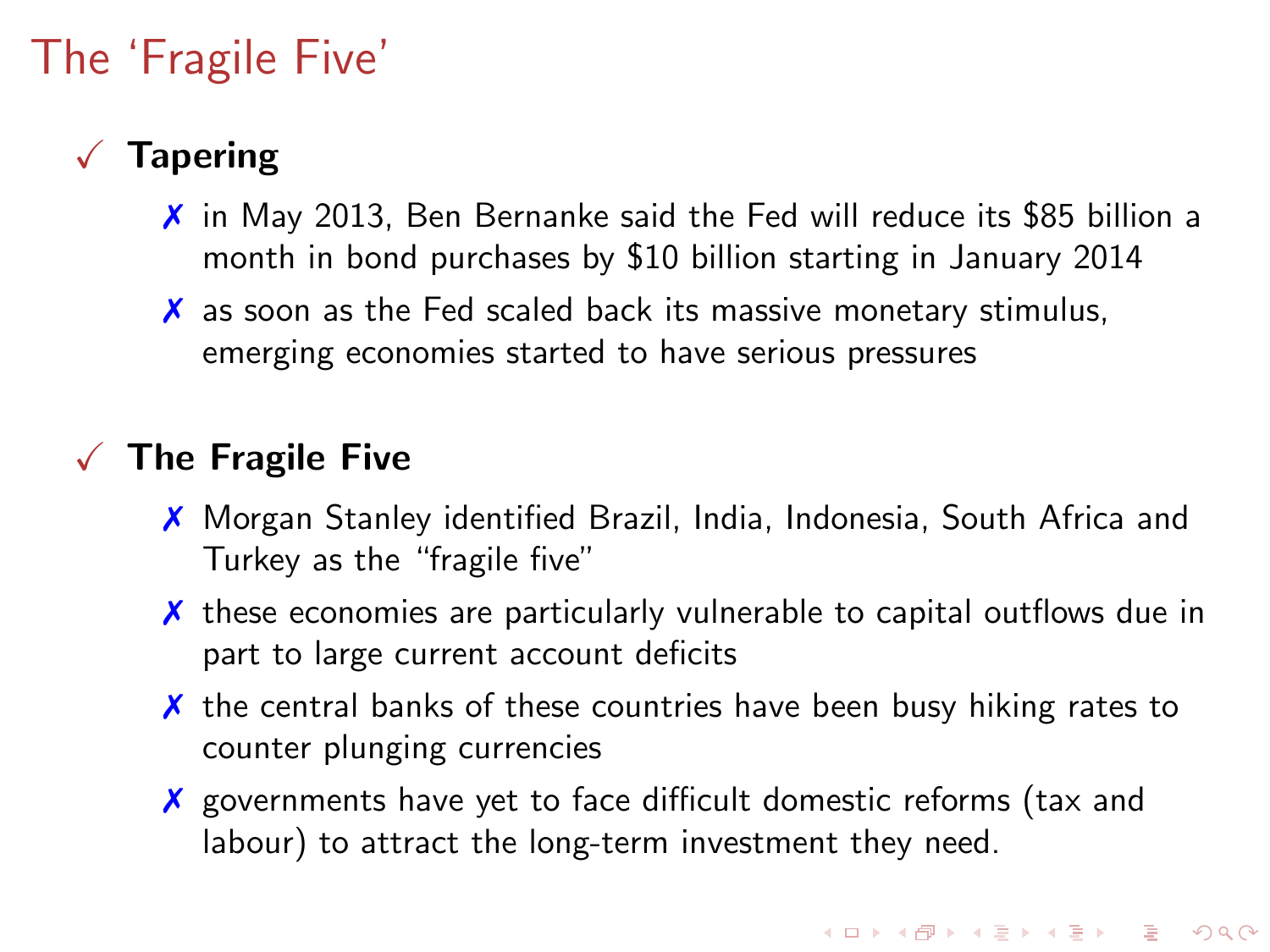# The 'Fragile Five'

- **Tapering**
  - in May 2013, Ben Bernanke said the Fed will reduce its $85 billion a month in bond purchases by $10 billion starting in January 2014
  - as soon as the Fed scaled back its massive monetary stimulus, emerging economies started to have serious pressures

- **The Fragile Five**
  - Morgan Stanley identified Brazil, India, Indonesia, South Africa and Turkey as the "fragile five"
  - these economies are particularly vulnerable to capital outflows due in part to large current account deficits
  - the central banks of these countries have been busy hiking rates to counter plunging currencies
  - governments have yet to face difficult domestic reforms (tax and labour) to attract the long-term investment they need.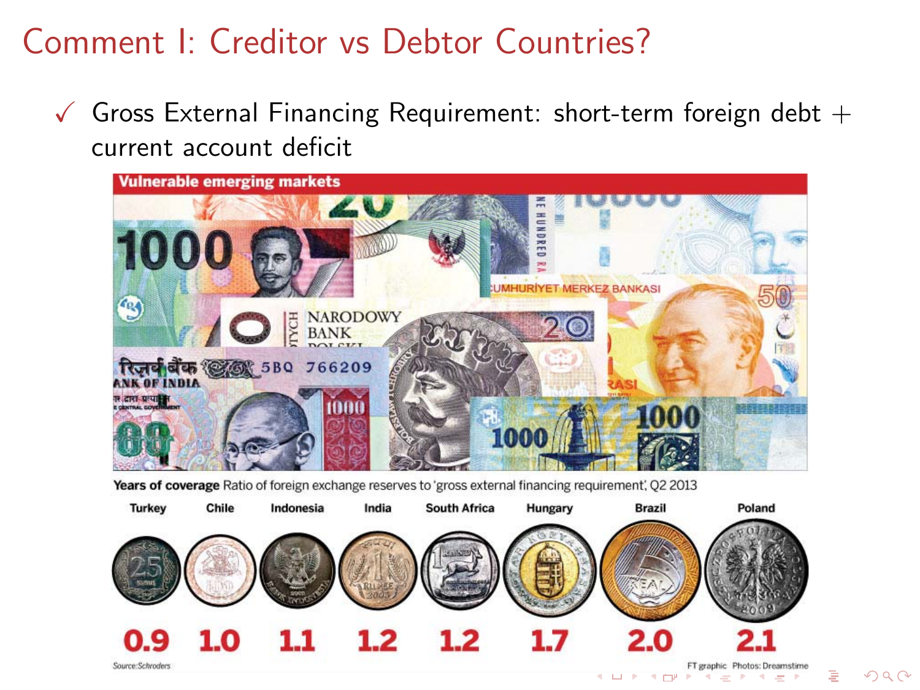# Comment I: Creditor vs Debtor Countries?

✓ Gross External Financing Requirement: short-term foreign debt + current account deficit

**Vulnerable emerging markets**

**Years of coverage** Ratio of foreign exchange reserves to 'gross external financing requirement', Q2 2013

| Turkey | Chile | Indonesia | India | South Africa | Hungary | Brazil | Poland |
|---|---|---|---|---|---|---|---|
| 0.9 | 1.0 | 1.1 | 1.2 | 1.2 | 1.7 | 2.0 | 2.1 |

Source: Schroders

FT graphic Photos: Dreamstime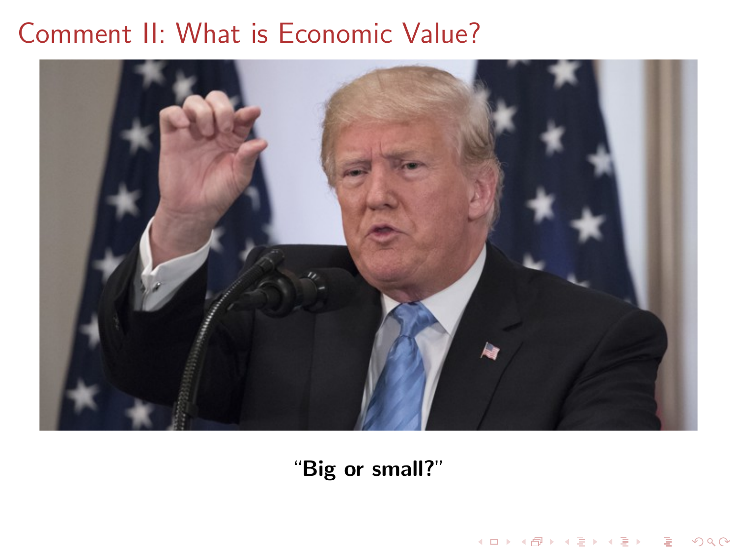# Comment II: What is Economic Value?

**"Big or small?"**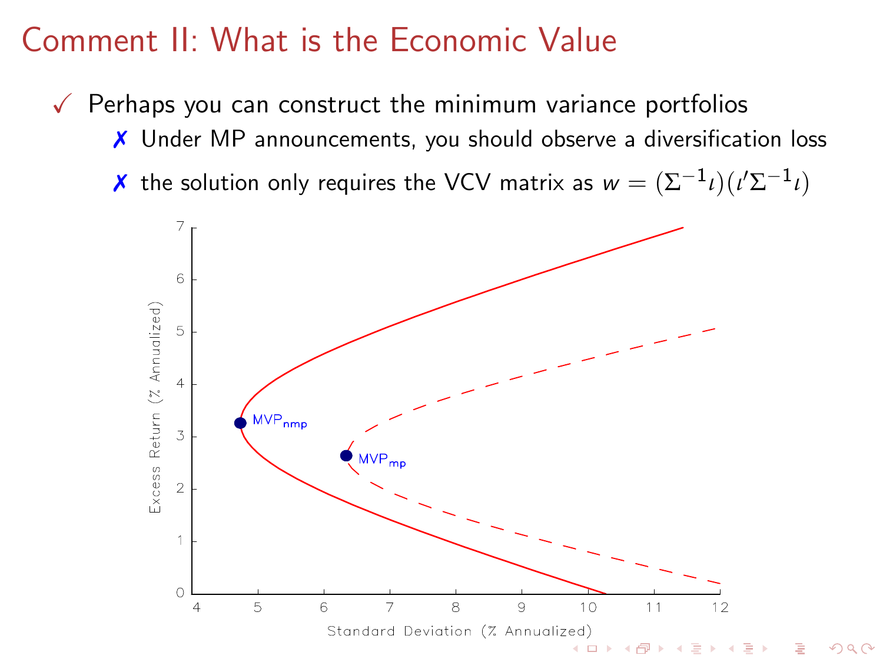# Comment II: What is the Economic Value

- ✓ Perhaps you can construct the minimum variance portfolios
  - ✗ Under MP announcements, you should observe a diversification loss
  - ✗ the solution only requires the VCV matrix as $w = (\Sigma^{-1}\iota)(\iota'\Sigma^{-1}\iota)$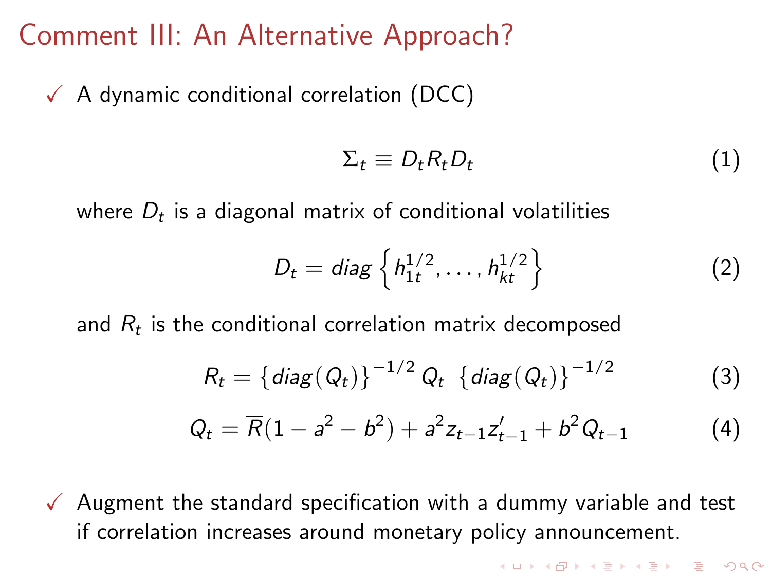# Comment III: An Alternative Approach?

- ✓ A dynamic conditional correlation (DCC)

$$\Sigma_t \equiv D_t R_t D_t \tag{1}$$

where $D_t$ is a diagonal matrix of conditional volatilities

$$D_t = diag\left\{h_{1t}^{1/2}, \ldots, h_{kt}^{1/2}\right\} \tag{2}$$

and $R_t$ is the conditional correlation matrix decomposed

$$R_t = \left\{diag(Q_t)\right\}^{-1/2} Q_t \ \left\{diag(Q_t)\right\}^{-1/2} \tag{3}$$

$$Q_t = \overline{R}(1 - a^2 - b^2) + a^2 z_{t-1} z_{t-1}' + b^2 Q_{t-1} \tag{4}$$

- ✓ Augment the standard specification with a dummy variable and test if correlation increases around monetary policy announcement.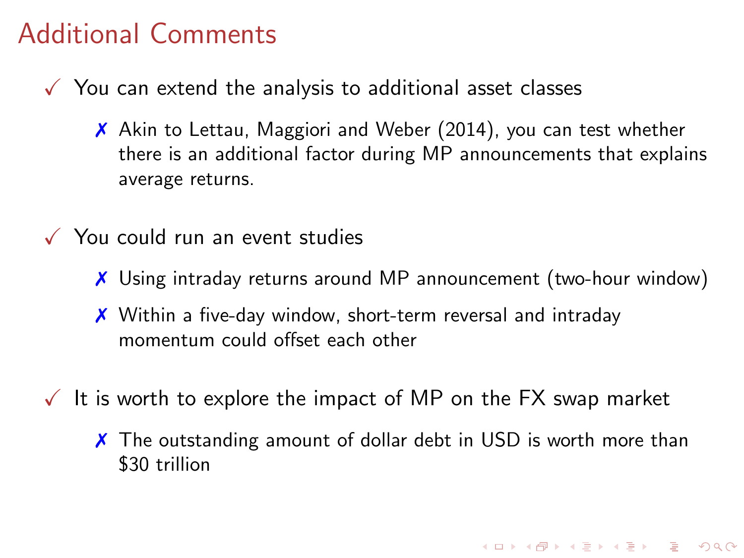# Additional Comments

- ✓ You can extend the analysis to additional asset classes
  - ✗ Akin to Lettau, Maggiori and Weber (2014), you can test whether there is an additional factor during MP announcements that explains average returns.
- ✓ You could run an event studies
  - ✗ Using intraday returns around MP announcement (two-hour window)
  - ✗ Within a five-day window, short-term reversal and intraday momentum could offset each other
- ✓ It is worth to explore the impact of MP on the FX swap market
  - ✗ The outstanding amount of dollar debt in USD is worth more than $30 trillion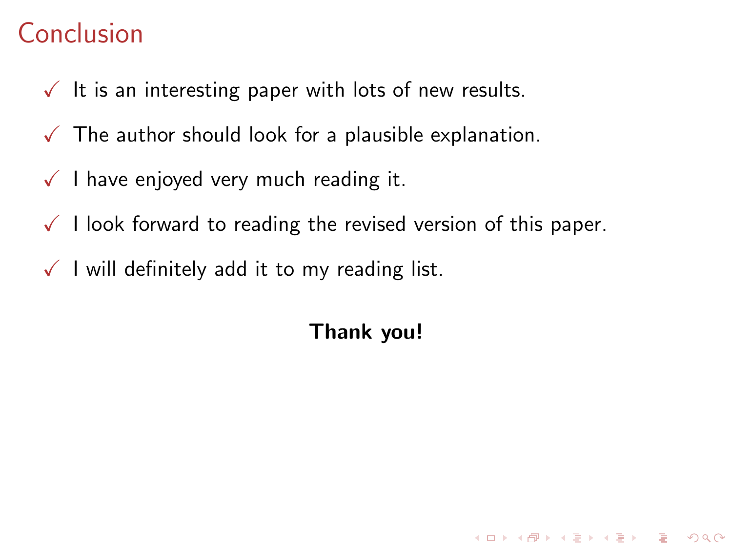# Conclusion

- ✓ It is an interesting paper with lots of new results.
- ✓ The author should look for a plausible explanation.
- ✓ I have enjoyed very much reading it.
- ✓ I look forward to reading the revised version of this paper.
- ✓ I will definitely add it to my reading list.

**Thank you!**